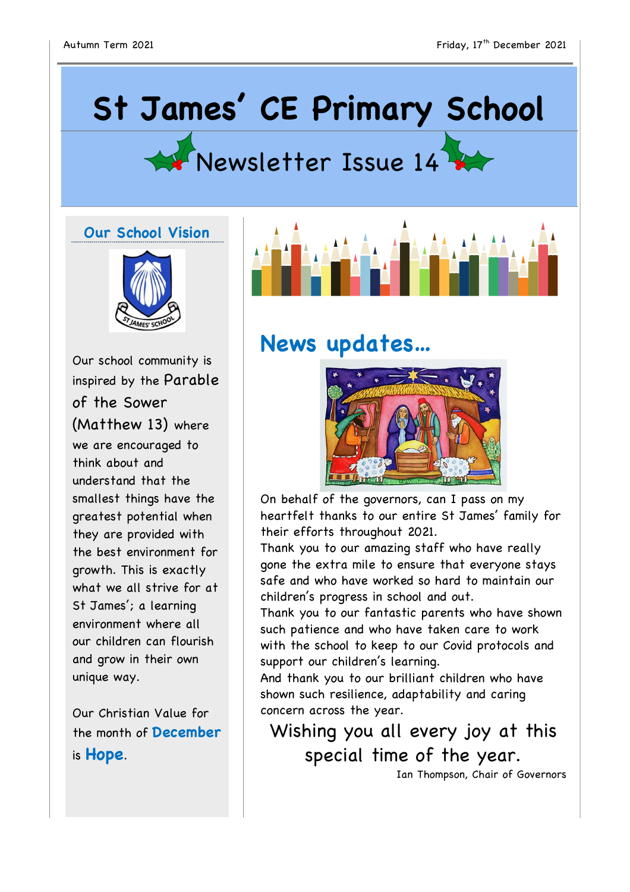# St James' CE Primary School

## Newsletter Issue 14

### Our School Vision

Our school community is inspired by the Parable of the Sower (Matthew 13) where we are encouraged to think about and understand that the smallest things have the greatest potential when they are provided with the best environment for growth. This is exactly what we all strive for at St James'; a learning environment where all our children can flourish and grow in their own unique way.

Our Christian Value for the month of **December** is **Hope**.

## News updates…

On behalf of the governors, can I pass on my heartfelt thanks to our entire St James' family for their efforts throughout 2021.

Thank you to our amazing staff who have really gone the extra mile to ensure that everyone stays safe and who have worked so hard to maintain our children's progress in school and out.

Thank you to our fantastic parents who have shown such patience and who have taken care to work with the school to keep to our Covid protocols and support our children's learning.

And thank you to our brilliant children who have shown such resilience, adaptability and caring concern across the year.

Wishing you all every joy at this special time of the year.

Ian Thompson, Chair of Governors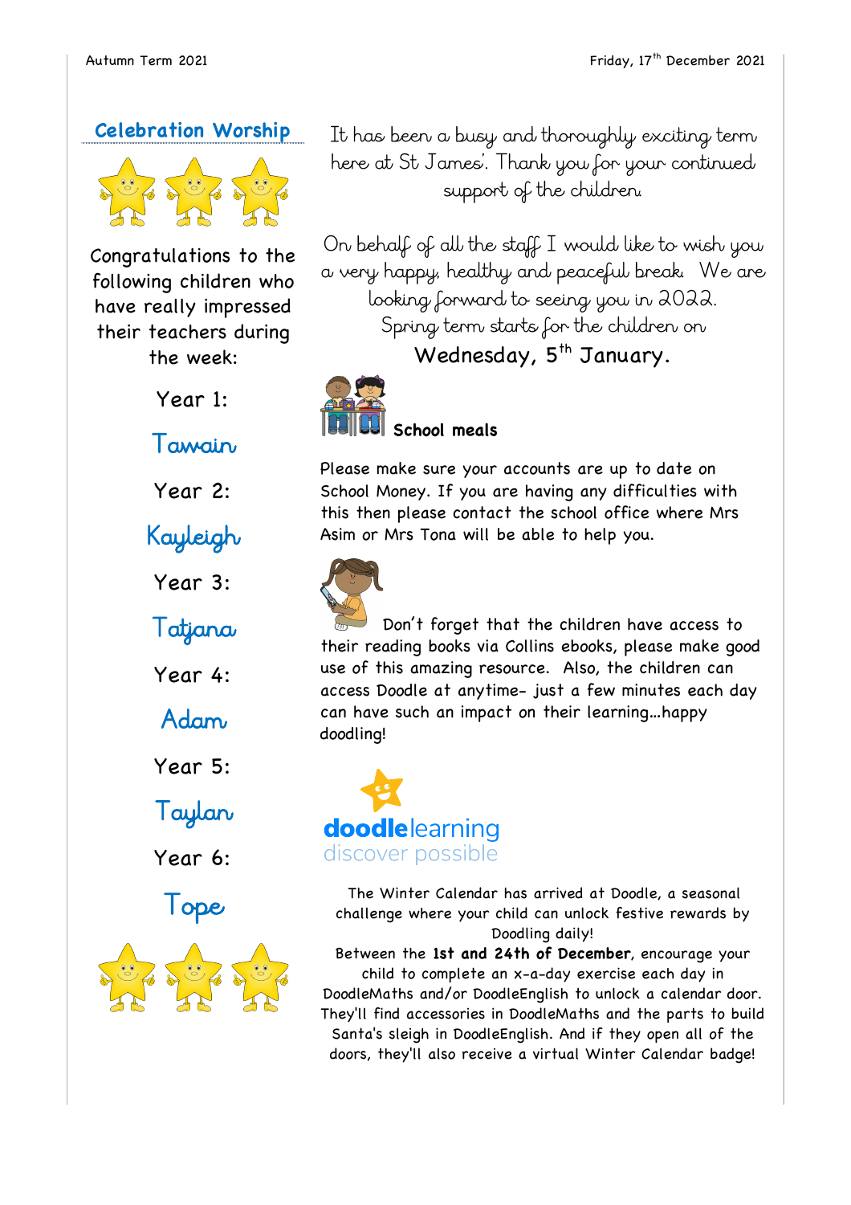Autumn Term 2021

Friday, 17th December 2021

## Celebration Worship

Congratulations to the following children who have really impressed their teachers during the week:

Year 1:

Tawain

Year 2:

Kayleigh

Year 3:

Tatjana

Year 4:

Adam

Year 5:

Taylan

Year 6:

Tope

It has been a busy and thoroughly exciting term here at St James'. Thank you for your continued support of the children.

On behalf of all the staff I would like to wish you a very happy, healthy and peaceful break. We are looking forward to seeing you in 2022. Spring term starts for the children on

Wednesday, 5th January.

**School meals**

Please make sure your accounts are up to date on School Money. If you are having any difficulties with this then please contact the school office where Mrs Asim or Mrs Tona will be able to help you.

Don't forget that the children have access to their reading books via Collins ebooks, please make good use of this amazing resource. Also, the children can access Doodle at anytime- just a few minutes each day can have such an impact on their learning…happy doodling!

**doodle**learning
discover possible

The Winter Calendar has arrived at Doodle, a seasonal challenge where your child can unlock festive rewards by Doodling daily!

Between the **1st and 24th of December**, encourage your child to complete an x-a-day exercise each day in DoodleMaths and/or DoodleEnglish to unlock a calendar door. They'll find accessories in DoodleMaths and the parts to build Santa's sleigh in DoodleEnglish. And if they open all of the doors, they'll also receive a virtual Winter Calendar badge!